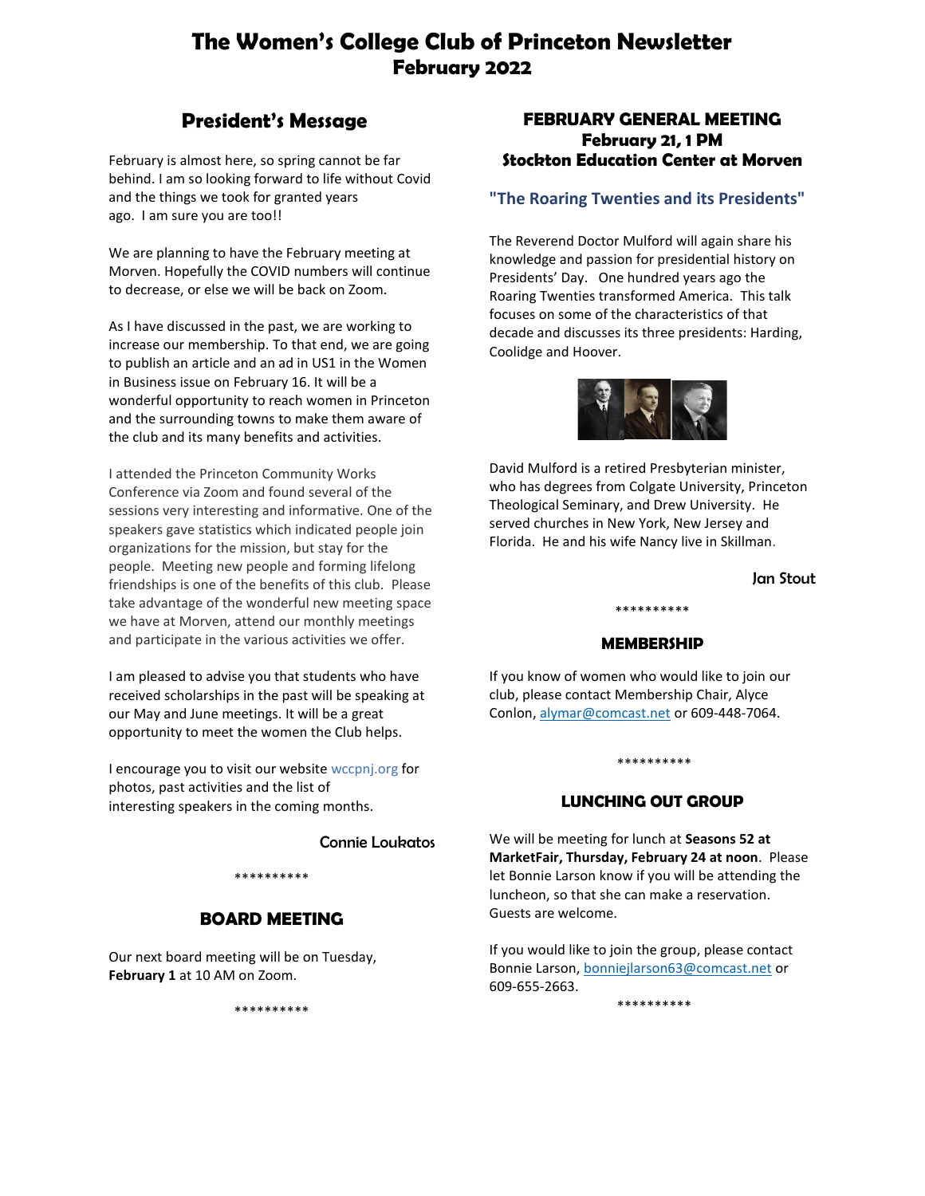# The Women's College Club of Princeton Newsletter
## February 2022

## President's Message

February is almost here, so spring cannot be far behind. I am so looking forward to life without Covid and the things we took for granted years ago. I am sure you are too!!

We are planning to have the February meeting at Morven. Hopefully the COVID numbers will continue to decrease, or else we will be back on Zoom.

As I have discussed in the past, we are working to increase our membership. To that end, we are going to publish an article and an ad in US1 in the Women in Business issue on February 16. It will be a wonderful opportunity to reach women in Princeton and the surrounding towns to make them aware of the club and its many benefits and activities.

I attended the Princeton Community Works Conference via Zoom and found several of the sessions very interesting and informative. One of the speakers gave statistics which indicated people join organizations for the mission, but stay for the people. Meeting new people and forming lifelong friendships is one of the benefits of this club. Please take advantage of the wonderful new meeting space we have at Morven, attend our monthly meetings and participate in the various activities we offer.

I am pleased to advise you that students who have received scholarships in the past will be speaking at our May and June meetings. It will be a great opportunity to meet the women the Club helps.

I encourage you to visit our website wccpnj.org for photos, past activities and the list of interesting speakers in the coming months.

Connie Loukatos

**********

## BOARD MEETING

Our next board meeting will be on Tuesday, **February 1** at 10 AM on Zoom.

**********

## FEBRUARY GENERAL MEETING
### February 21, 1 PM
### Stockton Education Center at Morven

### "The Roaring Twenties and its Presidents"

The Reverend Doctor Mulford will again share his knowledge and passion for presidential history on Presidents' Day. One hundred years ago the Roaring Twenties transformed America. This talk focuses on some of the characteristics of that decade and discusses its three presidents: Harding, Coolidge and Hoover.

David Mulford is a retired Presbyterian minister, who has degrees from Colgate University, Princeton Theological Seminary, and Drew University. He served churches in New York, New Jersey and Florida. He and his wife Nancy live in Skillman.

Jan Stout

**********

## MEMBERSHIP

If you know of women who would like to join our club, please contact Membership Chair, Alyce Conlon, alymar@comcast.net or 609-448-7064.

**********

## LUNCHING OUT GROUP

We will be meeting for lunch at **Seasons 52 at MarketFair, Thursday, February 24 at noon**. Please let Bonnie Larson know if you will be attending the luncheon, so that she can make a reservation. Guests are welcome.

If you would like to join the group, please contact Bonnie Larson, bonniejlarson63@comcast.net or 609-655-2663.

**********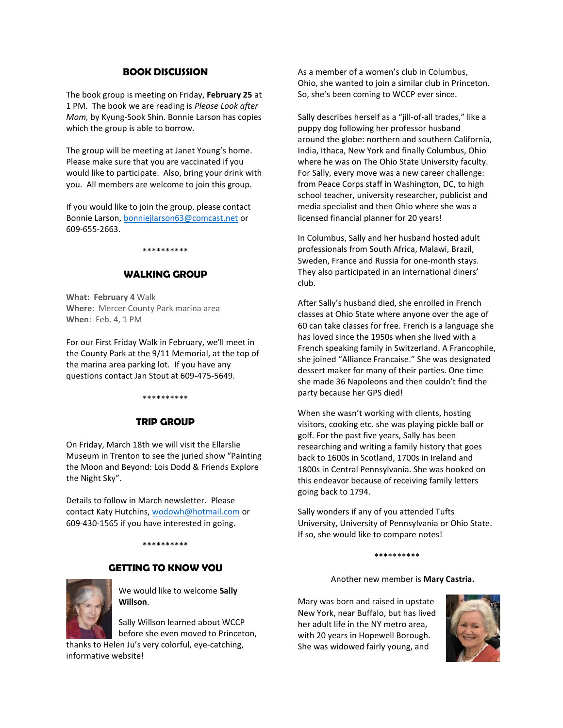## BOOK DISCUSSION

The book group is meeting on Friday, **February 25** at 1 PM. The book we are reading is *Please Look after Mom,* by Kyung-Sook Shin. Bonnie Larson has copies which the group is able to borrow.

The group will be meeting at Janet Young's home. Please make sure that you are vaccinated if you would like to participate. Also, bring your drink with you. All members are welcome to join this group.

If you would like to join the group, please contact Bonnie Larson, bonniejlarson63@comcast.net or 609-655-2663.

**********

## WALKING GROUP

**What: February 4** Walk
**Where**: Mercer County Park marina area
**When**: Feb. 4, 1 PM

For our First Friday Walk in February, we'll meet in the County Park at the 9/11 Memorial, at the top of the marina area parking lot. If you have any questions contact Jan Stout at 609-475-5649.

**********

## TRIP GROUP

On Friday, March 18th we will visit the Ellarslie Museum in Trenton to see the juried show "Painting the Moon and Beyond: Lois Dodd & Friends Explore the Night Sky".

Details to follow in March newsletter. Please contact Katy Hutchins, wodowh@hotmail.com or 609-430-1565 if you have interested in going.

**********

## GETTING TO KNOW YOU

We would like to welcome **Sally Willson**.

Sally Willson learned about WCCP before she even moved to Princeton, thanks to Helen Ju's very colorful, eye-catching, informative website!

As a member of a women's club in Columbus, Ohio, she wanted to join a similar club in Princeton. So, she's been coming to WCCP ever since.

Sally describes herself as a "jill-of-all trades," like a puppy dog following her professor husband around the globe: northern and southern California, India, Ithaca, New York and finally Columbus, Ohio where he was on The Ohio State University faculty. For Sally, every move was a new career challenge: from Peace Corps staff in Washington, DC, to high school teacher, university researcher, publicist and media specialist and then Ohio where she was a licensed financial planner for 20 years!

In Columbus, Sally and her husband hosted adult professionals from South Africa, Malawi, Brazil, Sweden, France and Russia for one-month stays. They also participated in an international diners' club.

After Sally's husband died, she enrolled in French classes at Ohio State where anyone over the age of 60 can take classes for free. French is a language she has loved since the 1950s when she lived with a French speaking family in Switzerland. A Francophile, she joined "Alliance Francaise." She was designated dessert maker for many of their parties. One time she made 36 Napoleons and then couldn't find the party because her GPS died!

When she wasn't working with clients, hosting visitors, cooking etc. she was playing pickle ball or golf. For the past five years, Sally has been researching and writing a family history that goes back to 1600s in Scotland, 1700s in Ireland and 1800s in Central Pennsylvania. She was hooked on this endeavor because of receiving family letters going back to 1794.

Sally wonders if any of you attended Tufts University, University of Pennsylvania or Ohio State. If so, she would like to compare notes!

**********

Another new member is **Mary Castria.**

Mary was born and raised in upstate New York, near Buffalo, but has lived her adult life in the NY metro area, with 20 years in Hopewell Borough. She was widowed fairly young, and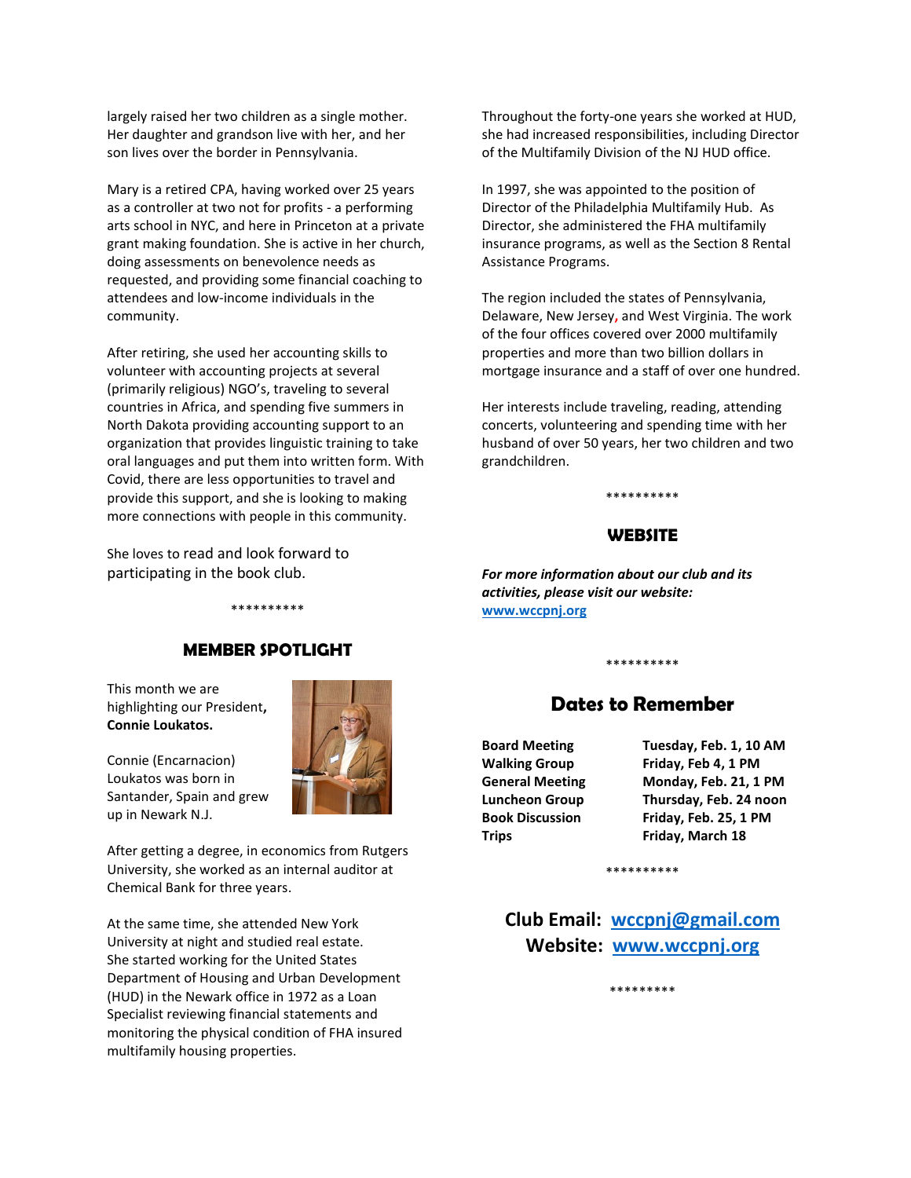largely raised her two children as a single mother. Her daughter and grandson live with her, and her son lives over the border in Pennsylvania.

Mary is a retired CPA, having worked over 25 years as a controller at two not for profits - a performing arts school in NYC, and here in Princeton at a private grant making foundation. She is active in her church, doing assessments on benevolence needs as requested, and providing some financial coaching to attendees and low-income individuals in the community.

After retiring, she used her accounting skills to volunteer with accounting projects at several (primarily religious) NGO's, traveling to several countries in Africa, and spending five summers in North Dakota providing accounting support to an organization that provides linguistic training to take oral languages and put them into written form. With Covid, there are less opportunities to travel and provide this support, and she is looking to making more connections with people in this community.

She loves to read and look forward to participating in the book club.

**********

## MEMBER SPOTLIGHT

This month we are highlighting our President**, Connie Loukatos.**

Connie (Encarnacion) Loukatos was born in Santander, Spain and grew up in Newark N.J.

After getting a degree, in economics from Rutgers University, she worked as an internal auditor at Chemical Bank for three years.

At the same time, she attended New York University at night and studied real estate. She started working for the United States Department of Housing and Urban Development (HUD) in the Newark office in 1972 as a Loan Specialist reviewing financial statements and monitoring the physical condition of FHA insured multifamily housing properties.

Throughout the forty-one years she worked at HUD, she had increased responsibilities, including Director of the Multifamily Division of the NJ HUD office.

In 1997, she was appointed to the position of Director of the Philadelphia Multifamily Hub. As Director, she administered the FHA multifamily insurance programs, as well as the Section 8 Rental Assistance Programs.

The region included the states of Pennsylvania, Delaware, New Jersey, and West Virginia. The work of the four offices covered over 2000 multifamily properties and more than two billion dollars in mortgage insurance and a staff of over one hundred.

Her interests include traveling, reading, attending concerts, volunteering and spending time with her husband of over 50 years, her two children and two grandchildren.

**********

## WEBSITE

***For more information about our club and its activities, please visit our website:*** [www.wccpnj.org](http://www.wccpnj.org)

**********

## Dates to Remember

| | |
|---|---|
| **Board Meeting** | **Tuesday, Feb. 1, 10 AM** |
| **Walking Group** | **Friday, Feb 4, 1 PM** |
| **General Meeting** | **Monday, Feb. 21, 1 PM** |
| **Luncheon Group** | **Thursday, Feb. 24 noon** |
| **Book Discussion** | **Friday, Feb. 25, 1 PM** |
| **Trips** | **Friday, March 18** |

**********

**Club Email: [wccpnj@gmail.com](mailto:wccpnj@gmail.com)**
**Website: [www.wccpnj.org](http://www.wccpnj.org)**

*********